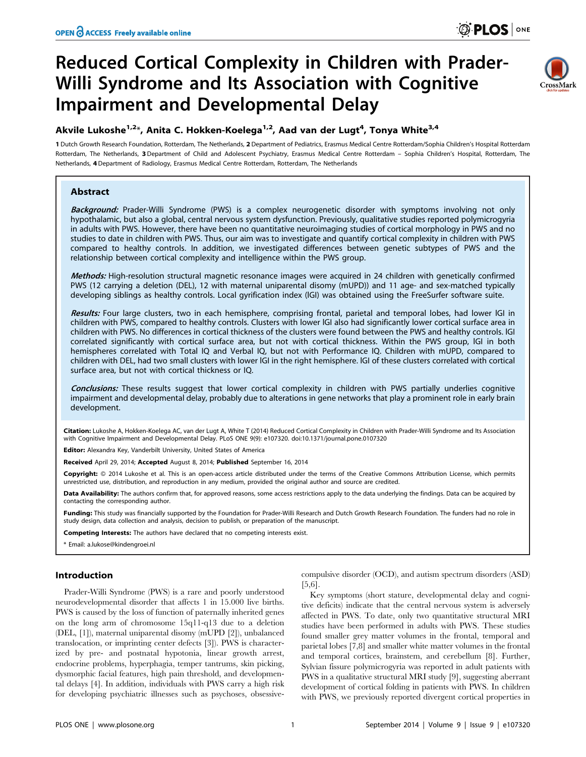# Reduced Cortical Complexity in Children with Prader-Willi Syndrome and Its Association with Cognitive Impairment and Developmental Delay

**Akvile Lukoshe[1,2]*, Anita C. Hokken-Koelega[1,2], Aad van der Lugt[4], Tonya White[3,4]**

1 Dutch Growth Research Foundation, Rotterdam, The Netherlands, 2 Department of Pediatrics, Erasmus Medical Centre Rotterdam/Sophia Children's Hospital Rotterdam Rotterdam, The Netherlands, 3 Department of Child and Adolescent Psychiatry, Erasmus Medical Centre Rotterdam – Sophia Children's Hospital, Rotterdam, The Netherlands, 4 Department of Radiology, Erasmus Medical Centre Rotterdam, Rotterdam, The Netherlands

## Abstract

***Background:*** Prader-Willi Syndrome (PWS) is a complex neurogenetic disorder with symptoms involving not only hypothalamic, but also a global, central nervous system dysfunction. Previously, qualitative studies reported polymicrogyria in adults with PWS. However, there have been no quantitative neuroimaging studies of cortical morphology in PWS and no studies to date in children with PWS. Thus, our aim was to investigate and quantify cortical complexity in children with PWS compared to healthy controls. In addition, we investigated differences between genetic subtypes of PWS and the relationship between cortical complexity and intelligence within the PWS group.

***Methods:*** High-resolution structural magnetic resonance images were acquired in 24 children with genetically confirmed PWS (12 carrying a deletion (DEL), 12 with maternal uniparental disomy (mUPD)) and 11 age- and sex-matched typically developing siblings as healthy controls. Local gyrification index (lGI) was obtained using the FreeSurfer software suite.

***Results:*** Four large clusters, two in each hemisphere, comprising frontal, parietal and temporal lobes, had lower lGI in children with PWS, compared to healthy controls. Clusters with lower lGI also had significantly lower cortical surface area in children with PWS. No differences in cortical thickness of the clusters were found between the PWS and healthy controls. lGI correlated significantly with cortical surface area, but not with cortical thickness. Within the PWS group, lGI in both hemispheres correlated with Total IQ and Verbal IQ, but not with Performance IQ. Children with mUPD, compared to children with DEL, had two small clusters with lower lGI in the right hemisphere. lGI of these clusters correlated with cortical surface area, but not with cortical thickness or IQ.

***Conclusions:*** These results suggest that lower cortical complexity in children with PWS partially underlies cognitive impairment and developmental delay, probably due to alterations in gene networks that play a prominent role in early brain development.

**Citation:** Lukoshe A, Hokken-Koelega AC, van der Lugt A, White T (2014) Reduced Cortical Complexity in Children with Prader-Willi Syndrome and Its Association with Cognitive Impairment and Developmental Delay. PLoS ONE 9(9): e107320. doi:10.1371/journal.pone.0107320

**Editor:** Alexandra Key, Vanderbilt University, United States of America

**Received** April 29, 2014; **Accepted** August 8, 2014; **Published** September 16, 2014

**Copyright:** © 2014 Lukoshe et al. This is an open-access article distributed under the terms of the Creative Commons Attribution License, which permits unrestricted use, distribution, and reproduction in any medium, provided the original author and source are credited.

**Data Availability:** The authors confirm that, for approved reasons, some access restrictions apply to the data underlying the findings. Data can be acquired by contacting the corresponding author.

**Funding:** This study was financially supported by the Foundation for Prader-Willi Research and Dutch Growth Research Foundation. The funders had no role in study design, data collection and analysis, decision to publish, or preparation of the manuscript.

**Competing Interests:** The authors have declared that no competing interests exist.

* Email: a.lukose@kindengroei.nl

## Introduction

Prader-Willi Syndrome (PWS) is a rare and poorly understood neurodevelopmental disorder that affects 1 in 15.000 live births. PWS is caused by the loss of function of paternally inherited genes on the long arm of chromosome 15q11-q13 due to a deletion (DEL, [1]), maternal uniparental disomy (mUPD [2]), unbalanced translocation, or imprinting center defects [3]). PWS is characterized by pre- and postnatal hypotonia, linear growth arrest, endocrine problems, hyperphagia, temper tantrums, skin picking, dysmorphic facial features, high pain threshold, and developmental delays [4]. In addition, individuals with PWS carry a high risk for developing psychiatric illnesses such as psychoses, obsessive-compulsive disorder (OCD), and autism spectrum disorders (ASD) [5,6].

Key symptoms (short stature, developmental delay and cognitive deficits) indicate that the central nervous system is adversely affected in PWS. To date, only two quantitative structural MRI studies have been performed in adults with PWS. These studies found smaller grey matter volumes in the frontal, temporal and parietal lobes [7,8] and smaller white matter volumes in the frontal and temporal cortices, brainstem, and cerebellum [8]. Further, Sylvian fissure polymicrogyria was reported in adult patients with PWS in a qualitative structural MRI study [9], suggesting aberrant development of cortical folding in patients with PWS. In children with PWS, we previously reported divergent cortical properties in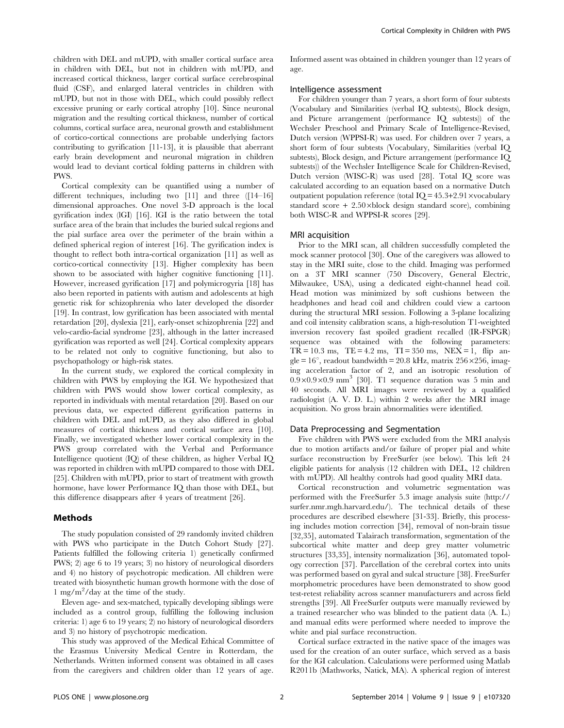children with DEL and mUPD, with smaller cortical surface area in children with DEL, but not in children with mUPD, and increased cortical thickness, larger cortical surface cerebrospinal fluid (CSF), and enlarged lateral ventricles in children with mUPD, but not in those with DEL, which could possibly reflect excessive pruning or early cortical atrophy [10]. Since neuronal migration and the resulting cortical thickness, number of cortical columns, cortical surface area, neuronal growth and establishment of cortico-cortical connections are probable underlying factors contributing to gyrification [11-13], it is plausible that aberrant early brain development and neuronal migration in children would lead to deviant cortical folding patterns in children with PWS.

Cortical complexity can be quantified using a number of different techniques, including two [11] and three ([14–16] dimensional approaches. One novel 3-D approach is the local gyrification index (lGI) [16]. lGI is the ratio between the total surface area of the brain that includes the buried sulcal regions and the pial surface area over the perimeter of the brain within a defined spherical region of interest [16]. The gyrification index is thought to reflect both intra-cortical organization [11] as well as cortico-cortical connectivity [13]. Higher complexity has been shown to be associated with higher cognitive functioning [11]. However, increased gyrification [17] and polymicrogyria [18] has also been reported in patients with autism and adolescents at high genetic risk for schizophrenia who later developed the disorder [19]. In contrast, low gyrification has been associated with mental retardation [20], dyslexia [21], early-onset schizophrenia [22] and velo-cardio-facial syndrome [23], although in the latter increased gyrification was reported as well [24]. Cortical complexity appears to be related not only to cognitive functioning, but also to psychopathology or high-risk states.

In the current study, we explored the cortical complexity in children with PWS by employing the lGI. We hypothesized that children with PWS would show lower cortical complexity, as reported in individuals with mental retardation [20]. Based on our previous data, we expected different gyrification patterns in children with DEL and mUPD, as they also differed in global measures of cortical thickness and cortical surface area [10]. Finally, we investigated whether lower cortical complexity in the PWS group correlated with the Verbal and Performance Intelligence quotient (IQ) of these children, as higher Verbal IQ was reported in children with mUPD compared to those with DEL [25]. Children with mUPD, prior to start of treatment with growth hormone, have lower Performance IQ than those with DEL, but this difference disappears after 4 years of treatment [26].

## Methods

The study population consisted of 29 randomly invited children with PWS who participate in the Dutch Cohort Study [27]. Patients fulfilled the following criteria 1) genetically confirmed PWS; 2) age 6 to 19 years; 3) no history of neurological disorders and 4) no history of psychotropic medication. All children were treated with biosynthetic human growth hormone with the dose of 1 mg/m$^2$/day at the time of the study.

Eleven age- and sex-matched, typically developing siblings were included as a control group, fulfilling the following inclusion criteria: 1) age 6 to 19 years; 2) no history of neurological disorders and 3) no history of psychotropic medication.

This study was approved of the Medical Ethical Committee of the Erasmus University Medical Centre in Rotterdam, the Netherlands. Written informed consent was obtained in all cases from the caregivers and children older than 12 years of age. Informed assent was obtained in children younger than 12 years of age.

### Intelligence assessment

For children younger than 7 years, a short form of four subtests (Vocabulary and Similarities (verbal IQ subtests), Block design, and Picture arrangement (performance IQ subtests)) of the Wechsler Preschool and Primary Scale of Intelligence-Revised, Dutch version (WPPSI-R) was used. For children over 7 years, a short form of four subtests (Vocabulary, Similarities (verbal IQ subtests), Block design, and Picture arrangement (performance IQ subtests)) of the Wechsler Intelligence Scale for Children-Revised, Dutch version (WISC-R) was used [28]. Total IQ score was calculated according to an equation based on a normative Dutch outpatient population reference (total IQ = 45.3+2.91×vocabulary standard score + 2.50×block design standard score), combining both WISC-R and WPPSI-R scores [29].

### MRI acquisition

Prior to the MRI scan, all children successfully completed the mock scanner protocol [30]. One of the caregivers was allowed to stay in the MRI suite, close to the child. Imaging was performed on a 3T MRI scanner (750 Discovery, General Electric, Milwaukee, USA), using a dedicated eight-channel head coil. Head motion was minimized by soft cushions between the headphones and head coil and children could view a cartoon during the structural MRI session. Following a 3-plane localizing and coil intensity calibration scans, a high-resolution T1-weighted inversion recovery fast spoiled gradient recalled (IR-FSPGR) sequence was obtained with the following parameters: TR = 10.3 ms, TE = 4.2 ms, TI = 350 ms, NEX = 1, flip angle = 16°, readout bandwidth = 20.8 kHz, matrix 256×256, imaging acceleration factor of 2, and an isotropic resolution of 0.9×0.9×0.9 mm$^3$ [30]. T1 sequence duration was 5 min and 40 seconds. All MRI images were reviewed by a qualified radiologist (A. V. D. L.) within 2 weeks after the MRI image acquisition. No gross brain abnormalities were identified.

### Data Preprocessing and Segmentation

Five children with PWS were excluded from the MRI analysis due to motion artifacts and/or failure of proper pial and white surface reconstruction by FreeSurfer (see below). This left 24 eligible patients for analysis (12 children with DEL, 12 children with mUPD). All healthy controls had good quality MRI data.

Cortical reconstruction and volumetric segmentation was performed with the FreeSurfer 5.3 image analysis suite (http://surfer.nmr.mgh.harvard.edu/). The technical details of these procedures are described elsewhere [31-33]. Briefly, this processing includes motion correction [34], removal of non-brain tissue [32,35], automated Talairach transformation, segmentation of the subcortical white matter and deep grey matter volumetric structures [33,35], intensity normalization [36], automated topology correction [37]. Parcellation of the cerebral cortex into units was performed based on gyral and sulcal structure [38]. FreeSurfer morphometric procedures have been demonstrated to show good test-retest reliability across scanner manufacturers and across field strengths [39]. All FreeSurfer outputs were manually reviewed by a trained researcher who was blinded to the patient data (A. L.) and manual edits were performed where needed to improve the white and pial surface reconstruction.

Cortical surface extracted in the native space of the images was used for the creation of an outer surface, which served as a basis for the lGI calculation. Calculations were performed using Matlab R2011b (Mathworks, Natick, MA). A spherical region of interest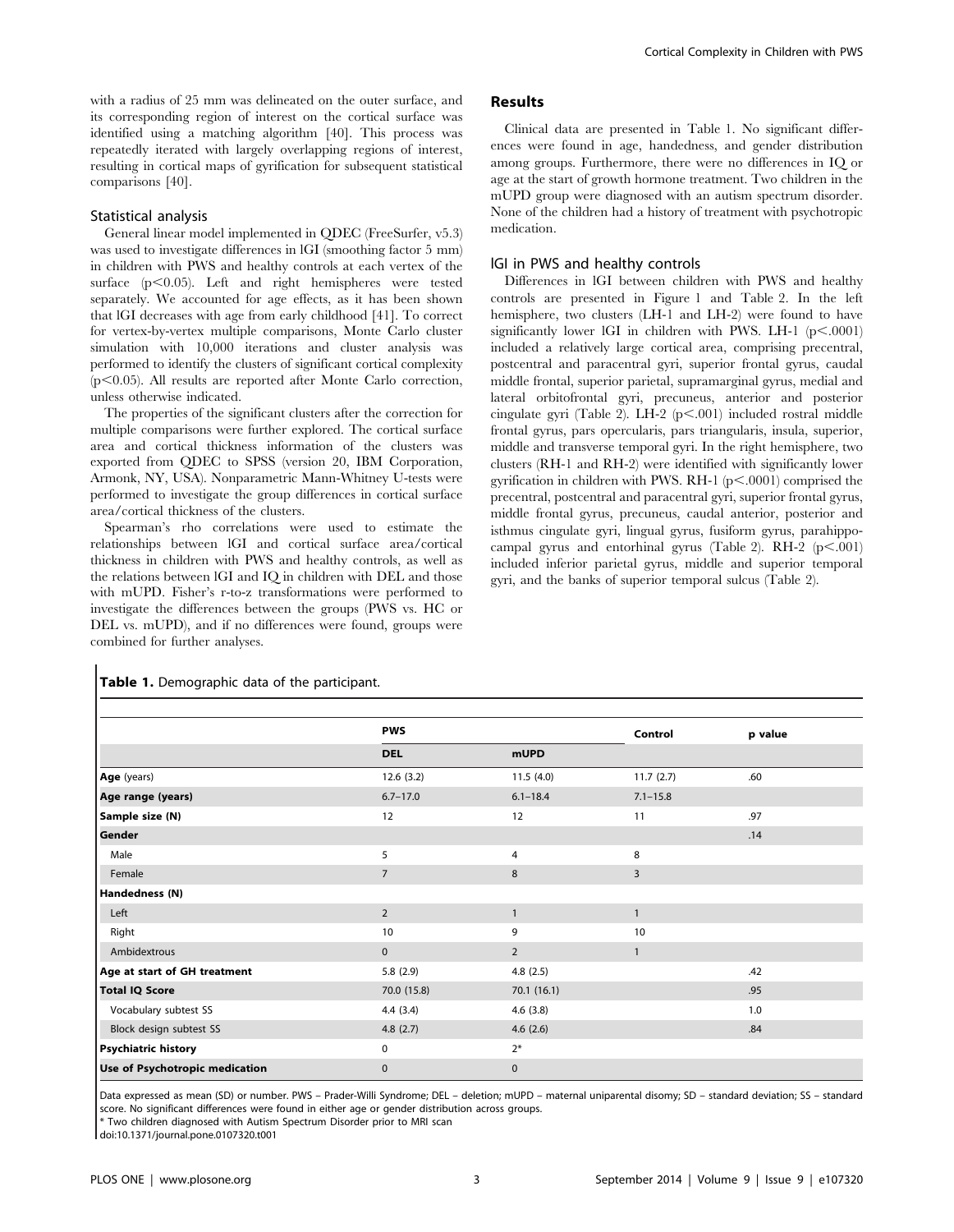with a radius of 25 mm was delineated on the outer surface, and its corresponding region of interest on the cortical surface was identified using a matching algorithm [40]. This process was repeatedly iterated with largely overlapping regions of interest, resulting in cortical maps of gyrification for subsequent statistical comparisons [40].

### Statistical analysis

General linear model implemented in QDEC (FreeSurfer, v5.3) was used to investigate differences in lGI (smoothing factor 5 mm) in children with PWS and healthy controls at each vertex of the surface ($p<0.05$). Left and right hemispheres were tested separately. We accounted for age effects, as it has been shown that lGI decreases with age from early childhood [41]. To correct for vertex-by-vertex multiple comparisons, Monte Carlo cluster simulation with 10,000 iterations and cluster analysis was performed to identify the clusters of significant cortical complexity ($p<0.05$). All results are reported after Monte Carlo correction, unless otherwise indicated.

The properties of the significant clusters after the correction for multiple comparisons were further explored. The cortical surface area and cortical thickness information of the clusters was exported from QDEC to SPSS (version 20, IBM Corporation, Armonk, NY, USA). Nonparametric Mann-Whitney U-tests were performed to investigate the group differences in cortical surface area/cortical thickness of the clusters.

Spearman's rho correlations were used to estimate the relationships between lGI and cortical surface area/cortical thickness in children with PWS and healthy controls, as well as the relations between lGI and IQ in children with DEL and those with mUPD. Fisher's r-to-z transformations were performed to investigate the differences between the groups (PWS vs. HC or DEL vs. mUPD), and if no differences were found, groups were combined for further analyses.

## Results

Clinical data are presented in Table 1. No significant differences were found in age, handedness, and gender distribution among groups. Furthermore, there were no differences in IQ or age at the start of growth hormone treatment. Two children in the mUPD group were diagnosed with an autism spectrum disorder. None of the children had a history of treatment with psychotropic medication.

### lGI in PWS and healthy controls

Differences in lGI between children with PWS and healthy controls are presented in Figure 1 and Table 2. In the left hemisphere, two clusters (LH-1 and LH-2) were found to have significantly lower lGI in children with PWS. LH-1 ($p<.0001$) included a relatively large cortical area, comprising precentral, postcentral and paracentral gyri, superior frontal gyrus, caudal middle frontal, superior parietal, supramarginal gyrus, medial and lateral orbitofrontal gyri, precuneus, anterior and posterior cingulate gyri (Table 2). LH-2 ($p<.001$) included rostral middle frontal gyrus, pars opercularis, pars triangularis, insula, superior, middle and transverse temporal gyri. In the right hemisphere, two clusters (RH-1 and RH-2) were identified with significantly lower gyrification in children with PWS. RH-1 ($p<.0001$) comprised the precentral, postcentral and paracentral gyri, superior frontal gyrus, middle frontal gyrus, precuneus, caudal anterior, posterior and isthmus cingulate gyri, lingual gyrus, fusiform gyrus, parahippocampal gyrus and entorhinal gyrus (Table 2). RH-2 ($p<.001$) included inferior parietal gyrus, middle and superior temporal gyri, and the banks of superior temporal sulcus (Table 2).

**Table 1.** Demographic data of the participant.

| | PWS | | Control | p value |
|---|---|---|---|---|
| | DEL | mUPD | | |
| **Age** (years) | 12.6 (3.2) | 11.5 (4.0) | 11.7 (2.7) | .60 |
| **Age range (years)** | 6.7–17.0 | 6.1–18.4 | 7.1–15.8 | |
| **Sample size (N)** | 12 | 12 | 11 | .97 |
| **Gender** | | | | .14 |
| Male | 5 | 4 | 8 | |
| Female | 7 | 8 | 3 | |
| **Handedness (N)** | | | | |
| Left | 2 | 1 | 1 | |
| Right | 10 | 9 | 10 | |
| Ambidextrous | 0 | 2 | 1 | |
| **Age at start of GH treatment** | 5.8 (2.9) | 4.8 (2.5) | | .42 |
| **Total IQ Score** | 70.0 (15.8) | 70.1 (16.1) | | .95 |
| Vocabulary subtest SS | 4.4 (3.4) | 4.6 (3.8) | | 1.0 |
| Block design subtest SS | 4.8 (2.7) | 4.6 (2.6) | | .84 |
| **Psychiatric history** | 0 | 2* | | |
| **Use of Psychotropic medication** | 0 | 0 | | |

Data expressed as mean (SD) or number. PWS – Prader-Willi Syndrome; DEL – deletion; mUPD – maternal uniparental disomy; SD – standard deviation; SS – standard score. No significant differences were found in either age or gender distribution across groups.
* Two children diagnosed with Autism Spectrum Disorder prior to MRI scan
doi:10.1371/journal.pone.0107320.t001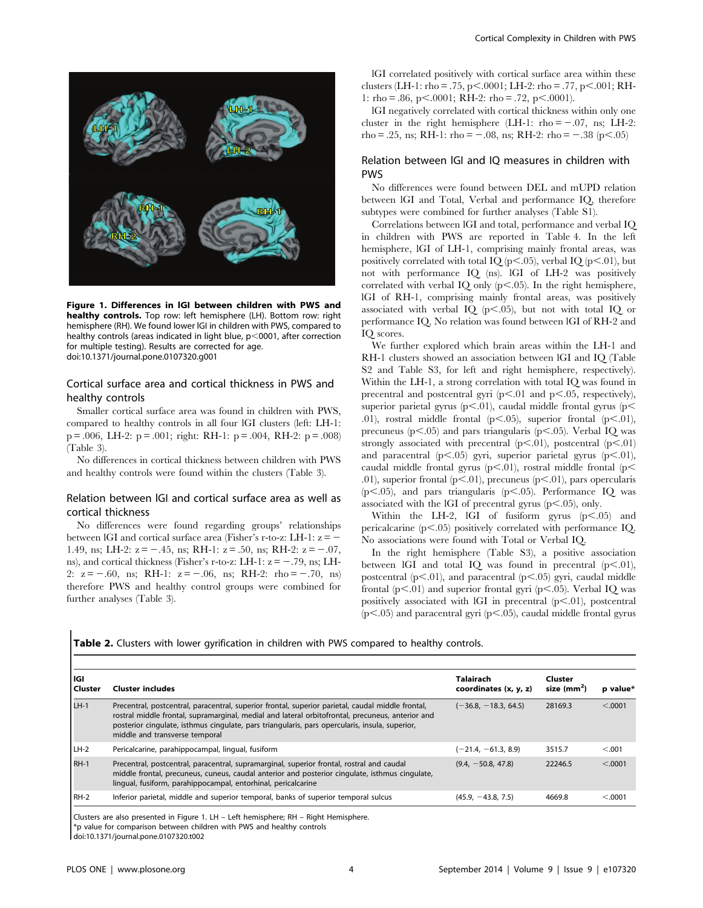**Figure 1. Differences in lGI between children with PWS and healthy controls.** Top row: left hemisphere (LH). Bottom row: right hemisphere (RH). We found lower lGI in children with PWS, compared to healthy controls (areas indicated in light blue, $p<0001$, after correction for multiple testing). Results are corrected for age.
doi:10.1371/journal.pone.0107320.g001

### Cortical surface area and cortical thickness in PWS and healthy controls

Smaller cortical surface area was found in children with PWS, compared to healthy controls in all four lGI clusters (left: LH-1: $p = .006$, LH-2: $p = .001$; right: RH-1: $p = .004$, RH-2: $p = .008$) (Table 3).

No differences in cortical thickness between children with PWS and healthy controls were found within the clusters (Table 3).

### Relation between lGI and cortical surface area as well as cortical thickness

No differences were found regarding groups' relationships between lGI and cortical surface area (Fisher's r-to-z: LH-1: $z = -1.49$, ns; LH-2: $z = -.45$, ns; RH-1: $z = .50$, ns; RH-2: $z = -.07$, ns), and cortical thickness (Fisher's r-to-z: LH-1: $z = -.79$, ns; LH-2: $z = -.60$, ns; RH-1: $z = -.06$, ns; RH-2: $\rho = -.70$, ns) therefore PWS and healthy control groups were combined for further analyses (Table 3).

lGI correlated positively with cortical surface area within these clusters (LH-1: $\rho = .75$, $p<.0001$; LH-2: $\rho = .77$, $p<.001$; RH-1: $\rho = .86$, $p<.0001$; RH-2: $\rho = .72$, $p<.0001$).

lGI negatively correlated with cortical thickness within only one cluster in the right hemisphere (LH-1: $\rho = -.07$, ns; LH-2: $\rho = .25$, ns; RH-1: $\rho = -.08$, ns; RH-2: $\rho = -.38$ ($p<.05$)

### Relation between lGI and IQ measures in children with PWS

No differences were found between DEL and mUPD relation between lGI and Total, Verbal and performance IQ, therefore subtypes were combined for further analyses (Table S1).

Correlations between lGI and total, performance and verbal IQ in children with PWS are reported in Table 4. In the left hemisphere, lGI of LH-1, comprising mainly frontal areas, was positively correlated with total IQ ($p<.05$), verbal IQ ($p<.01$), but not with performance IQ (ns). lGI of LH-2 was positively correlated with verbal IQ only ($p<.05$). In the right hemisphere, lGI of RH-1, comprising mainly frontal areas, was positively associated with verbal IQ ($p<.05$), but not with total IQ or performance IQ. No relation was found between lGI of RH-2 and IQ scores.

We further explored which brain areas within the LH-1 and RH-1 clusters showed an association between lGI and IQ (Table S2 and Table S3, for left and right hemisphere, respectively). Within the LH-1, a strong correlation with total IQ was found in precentral and postcentral gyri ($p<.01$ and $p<.05$, respectively), superior parietal gyrus ($p<.01$), caudal middle frontal gyrus ($p<.01$), rostral middle frontal ($p<.05$), superior frontal ($p<.01$), precuneus ($p<.05$) and pars triangularis ($p<.05$). Verbal IQ was strongly associated with precentral ($p<.01$), postcentral ($p<.01$) and paracentral ($p<.05$) gyri, superior parietal gyrus ($p<.01$), caudal middle frontal gyrus ($p<.01$), rostral middle frontal ($p<.01$), superior frontal ($p<.01$), precuneus ($p<.01$), pars opercularis ($p<.05$), and pars triangularis ($p<.05$). Performance IQ was associated with the lGI of precentral gyrus ($p<.05$), only.

Within the LH-2, lGI of fusiform gyrus ($p<.05$) and pericalcarine ($p<.05$) positively correlated with performance IQ. No associations were found with Total or Verbal IQ.

In the right hemisphere (Table S3), a positive association between lGI and total IQ was found in precentral ($p<.01$), postcentral ($p<.01$), and paracentral ($p<.05$) gyri, caudal middle frontal ($p<.01$) and superior frontal gyri ($p<.05$). Verbal IQ was positively associated with lGI in precentral ($p<.01$), postcentral ($p<.05$) and paracentral gyri ($p<.05$), caudal middle frontal gyrus

**Table 2.** Clusters with lower gyrification in children with PWS compared to healthy controls.

| lGI Cluster | Cluster includes | Talairach coordinates (x, y, z) | Cluster size (mm²) | p value* |
|---|---|---|---|---|
| LH-1 | Precentral, postcentral, paracentral, superior frontal, superior parietal, caudal middle frontal, rostral middle frontal, supramarginal, medial and lateral orbitofrontal, precuneus, anterior and posterior cingulate, isthmus cingulate, pars triangularis, pars opercularis, insula, superior, middle and transverse temporal | (−36.8, −18.3, 64.5) | 28169.3 | <.0001 |
| LH-2 | Pericalcarine, parahippocampal, lingual, fusiform | (−21.4, −61.3, 8.9) | 3515.7 | <.001 |
| RH-1 | Precentral, postcentral, paracentral, supramarginal, superior frontal, rostral and caudal middle frontal, precuneus, cuneus, caudal anterior and posterior cingulate, isthmus cingulate, lingual, fusiform, parahippocampal, entorhinal, pericalcarine | (9.4, −50.8, 47.8) | 22246.5 | <.0001 |
| RH-2 | Inferior parietal, middle and superior temporal, banks of superior temporal sulcus | (45.9, −43.8, 7.5) | 4669.8 | <.0001 |

Clusters are also presented in Figure 1. LH – Left hemisphere; RH – Right Hemisphere.
*p value for comparison between children with PWS and healthy controls
doi:10.1371/journal.pone.0107320.t002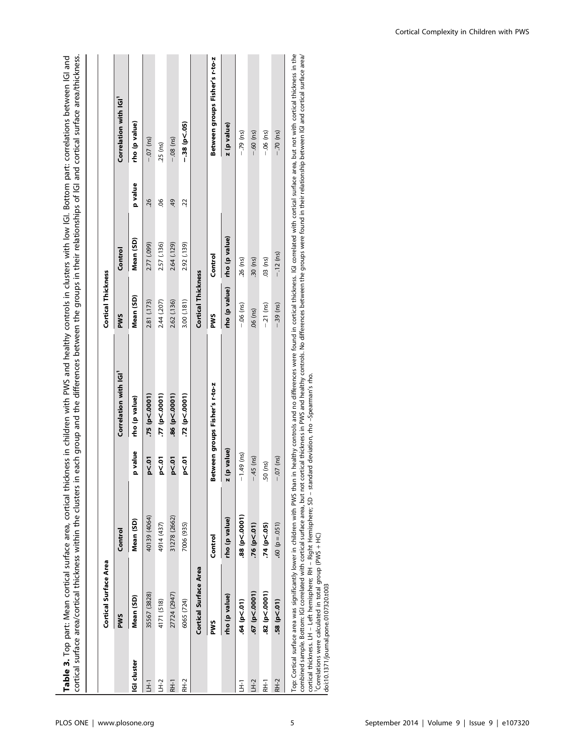**Table 3.** Top part: Mean cortical surface area, cortical thickness in children with PWS and healthy controls in clusters with low lGI. Bottom part: correlations between lGI and cortical surface area/cortical thickness within the clusters in each group and the differences between the groups in their relationships of lGI and cortical surface area/thickness.

| | Cortical Surface Area | | | | Cortical Thickness | | | |
|---|---|---|---|---|---|---|---|---|
| | PWS | Control | | Correlation with lGI[1] | PWS | Control | | Correlation with lGI[1] |
| lGI cluster | Mean (SD) | Mean (SD) | p value | rho (p value) | Mean (SD) | Mean (SD) | p value | rho (p value) |
| LH-1 | 35567 (3828) | 40139 (4064) | **p<.01** | **.75 (p<.0001)** | 2.81 (.173) | 2.77 (.099) | .26 | −.07 (ns) |
| LH-2 | 4171 (518) | 4914 (437) | **p<.01** | **.77 (p<.0001)** | 2.44 (.207) | 2.57 (.136) | .06 | .25 (ns) |
| RH-1 | 27724 (2947) | 31278 (2662) | **p<.01** | **.86 (p<.0001)** | 2.62 (.136) | 2.64 (.129) | .49 | −.08 (ns) |
| RH-2 | 6065 (724) | 7006 (935) | **p<.01** | **.72 (p<.0001)** | 3.00 (.181) | 2.92 (.139) | .22 | **−.38 (p<.05)** |

| | Cortical Surface Area | | | Cortical Thickness | | |
|---|---|---|---|---|---|---|
| | PWS | Control | Between groups Fisher's r-to-z | PWS | Control | Between groups Fisher's r-to-z |
| | rho (p value) | rho (p value) | z (p value) | rho (p value) | rho (p value) | z (p value) |
| LH-1 | **.64 (p<.01)** | **.88 (p<.0001)** | −1.49 (ns) | −.06 (ns) | .26 (ns) | −.79 (ns) |
| LH-2 | **.67 (p<.0001)** | **.76 (p<.01)** | −.45 (ns) | .06 (ns) | .30 (ns) | −.60 (ns) |
| RH-1 | **.82 (p<.0001)** | **.74 (p<.05)** | .50 (ns) | −.21 (ns) | .03 (ns) | −.06 (ns) |
| RH-2 | **.58 (p<.01)** | .60 (p = .051) | −.07 (ns) | −.39 (ns) | −.12 (ns) | −.70 (ns) |

Top: Cortical surface area was significantly lower in children with PWS than in healthy controls and no differences were found in cortical thickness. lGI correlated with cortical surface area, but not with cortical thickness in the combined sample. Bottom: lGI correlated with cortical surface area, but not cortical thickness in PWS and healthy controls. No differences between the groups were found in their relationship between lGI and cortical surface area/cortical thickness. LH – Left hemisphere; RH – Right Hemisphere; SD – standard deviation, rho –Spearman's rho.

[1]Correlations were calculated in total group (PWS + HC)

doi:10.1371/journal.pone.0107320.t003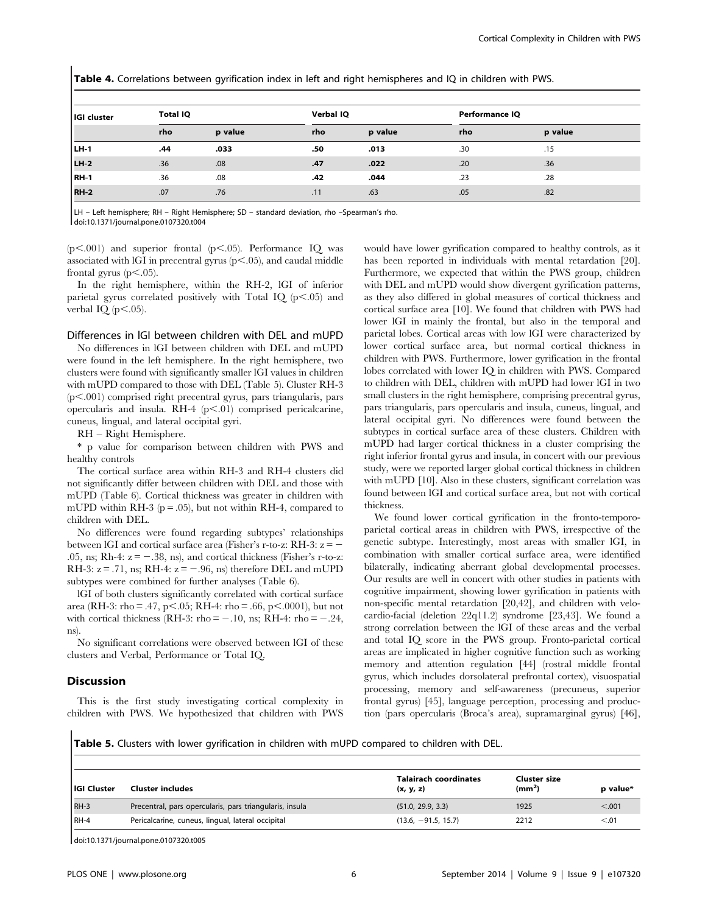**Table 4.** Correlations between gyrification index in left and right hemispheres and IQ in children with PWS.

| lGI cluster | Total IQ | | Verbal IQ | | Performance IQ | |
|---|---|---|---|---|---|---|
| | rho | p value | rho | p value | rho | p value |
| LH-1 | **.44** | **.033** | **.50** | **.013** | .30 | .15 |
| LH-2 | .36 | .08 | **.47** | **.022** | .20 | .36 |
| RH-1 | .36 | .08 | **.42** | **.044** | .23 | .28 |
| RH-2 | .07 | .76 | .11 | .63 | .05 | .82 |

LH – Left hemisphere; RH – Right Hemisphere; SD – standard deviation, rho –Spearman's rho.
doi:10.1371/journal.pone.0107320.t004

($p<.001$) and superior frontal ($p<.05$). Performance IQ was associated with lGI in precentral gyrus ($p<.05$), and caudal middle frontal gyrus ($p<.05$).

In the right hemisphere, within the RH-2, lGI of inferior parietal gyrus correlated positively with Total IQ ($p<.05$) and verbal IQ ($p<.05$).

### Differences in lGI between children with DEL and mUPD

No differences in lGI between children with DEL and mUPD were found in the left hemisphere. In the right hemisphere, two clusters were found with significantly smaller lGI values in children with mUPD compared to those with DEL (Table 5). Cluster RH-3 ($p<.001$) comprised right precentral gyrus, pars triangularis, pars opercularis and insula. RH-4 ($p<.01$) comprised pericalcarine, cuneus, lingual, and lateral occipital gyri.

RH – Right Hemisphere.

* p value for comparison between children with PWS and healthy controls

The cortical surface area within RH-3 and RH-4 clusters did not significantly differ between children with DEL and those with mUPD (Table 6). Cortical thickness was greater in children with mUPD within RH-3 ($p=.05$), but not within RH-4, compared to children with DEL.

No differences were found regarding subtypes' relationships between lGI and cortical surface area (Fisher's r-to-z: RH-3: $z=-.05$, ns; Rh-4: $z=-.38$, ns), and cortical thickness (Fisher's r-to-z: RH-3: $z=.71$, ns; RH-4: $z=-.96$, ns) therefore DEL and mUPD subtypes were combined for further analyses (Table 6).

lGI of both clusters significantly correlated with cortical surface area (RH-3: rho = .47, $p<.05$; RH-4: rho = .66, $p<.0001$), but not with cortical thickness (RH-3: rho = −.10, ns; RH-4: rho = −.24, ns).

No significant correlations were observed between lGI of these clusters and Verbal, Performance or Total IQ.

## Discussion

This is the first study investigating cortical complexity in children with PWS. We hypothesized that children with PWS would have lower gyrification compared to healthy controls, as it has been reported in individuals with mental retardation [20]. Furthermore, we expected that within the PWS group, children with DEL and mUPD would show divergent gyrification patterns, as they also differed in global measures of cortical thickness and cortical surface area [10]. We found that children with PWS had lower lGI in mainly the frontal, but also in the temporal and parietal lobes. Cortical areas with low lGI were characterized by lower cortical surface area, but normal cortical thickness in children with PWS. Furthermore, lower gyrification in the frontal lobes correlated with lower IQ in children with PWS. Compared to children with DEL, children with mUPD had lower lGI in two small clusters in the right hemisphere, comprising precentral gyrus, pars triangularis, pars opercularis and insula, cuneus, lingual, and lateral occipital gyri. No differences were found between the subtypes in cortical surface area of these clusters. Children with mUPD had larger cortical thickness in a cluster comprising the right inferior frontal gyrus and insula, in concert with our previous study, were we reported larger global cortical thickness in children with mUPD [10]. Also in these clusters, significant correlation was found between lGI and cortical surface area, but not with cortical thickness.

We found lower cortical gyrification in the fronto-temporo-parietal cortical areas in children with PWS, irrespective of the genetic subtype. Interestingly, most areas with smaller lGI, in combination with smaller cortical surface area, were identified bilaterally, indicating aberrant global developmental processes. Our results are well in concert with other studies in patients with cognitive impairment, showing lower gyrification in patients with non-specific mental retardation [20,42], and children with velo-cardio-facial (deletion 22q11.2) syndrome [23,43]. We found a strong correlation between the lGI of these areas and the verbal and total IQ score in the PWS group. Fronto-parietal cortical areas are implicated in higher cognitive function such as working memory and attention regulation [44] (rostral middle frontal gyrus, which includes dorsolateral prefrontal cortex), visuospatial processing, memory and self-awareness (precuneus, superior frontal gyrus) [45], language perception, processing and production (pars opercularis (Broca's area), supramarginal gyrus) [46],

**Table 5.** Clusters with lower gyrification in children with mUPD compared to children with DEL.

| lGI Cluster | Cluster includes | Talairach coordinates (x, y, z) | Cluster size ($mm^2$) | p value* |
|---|---|---|---|---|
| RH-3 | Precentral, pars opercularis, pars triangularis, insula | (51.0, 29.9, 3.3) | 1925 | <.001 |
| RH-4 | Pericalcarine, cuneus, lingual, lateral occipital | (13.6, −91.5, 15.7) | 2212 | <.01 |

doi:10.1371/journal.pone.0107320.t005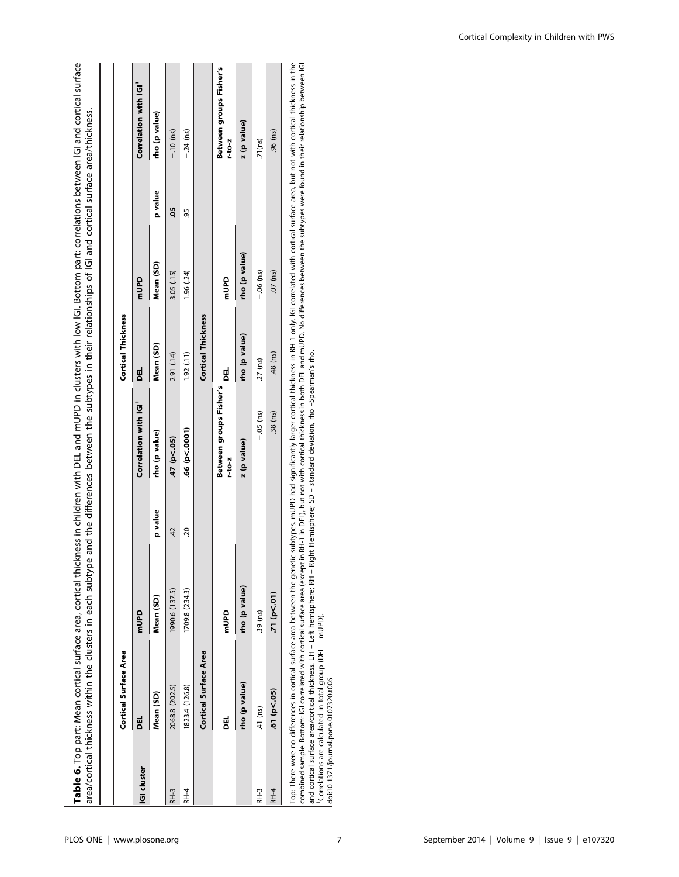**Table 6.** Top part: Mean cortical surface area, cortical thickness in children with DEL and mUPD in clusters with low lGI. Bottom part: correlations between lGI and cortical surface area/cortical thickness within the clusters in each subtype and the differences between the subtypes in their relationships of lGI and cortical surface area/thickness.

| lGI cluster | Cortical Surface Area | | | | Cortical Thickness | | | |
|---|---|---|---|---|---|---|---|---|
| | DEL | mUPD | | Correlation with lGI[1] | DEL | mUPD | | Correlation with lGI[1] |
| | Mean (SD) | Mean (SD) | p value | rho (p value) | Mean (SD) | Mean (SD) | p value | rho (p value) |
| RH-3 | 2068.8 (202.5) | 1990.6 (137.5) | .42 | **.47 (p<.05)** | 2.91 (.14) | 3.05 (.15) | **.05** | −.10 (ns) |
| RH-4 | 1823.4 (126.8) | 1709.8 (234.3) | .20 | **.66 (p<.0001)** | 1.92 (.11) | 1.96 (.24) | .95 | −.24 (ns) |
| | **Cortical Surface Area** | | | | **Cortical Thickness** | | | |
| | DEL | mUPD | | Between groups Fisher's r-to-z | DEL | mUPD | | Between groups Fisher's r-to-z |
| | rho (p value) | rho (p value) | | z (p value) | rho (p value) | rho (p value) | | z (p value) |
| RH-3 | .41 (ns) | .39 (ns) | | −.05 (ns) | .27 (ns) | −.06 (ns) | | .71(ns) |
| RH-4 | **.61 (p<.05)** | **.71 (p<.01)** | | −.38 (ns) | −.48 (ns) | −.07 (ns) | | −.96 (ns) |

Top: There were no differences in cortical surface area between the genetic subtypes. mUPD had significantly larger cortical thickness in RH-1 only. lGI correlated with cortical surface area, but not with cortical thickness in the combined sample. Bottom: lGI correlated with cortical surface area (except in RH-1 in DEL), but not with cortical thickness in both DEL and mUPD. No differences between the subtypes were found in their relationship between lGI and cortical surface area/cortical thickness. LH – Left hemisphere; RH – Right Hemisphere; SD – standard deviation, rho –Spearman's rho.

[1]Correlations are calculated in total group (DEL + mUPD).

doi:10.1371/journal.pone.0107320.t006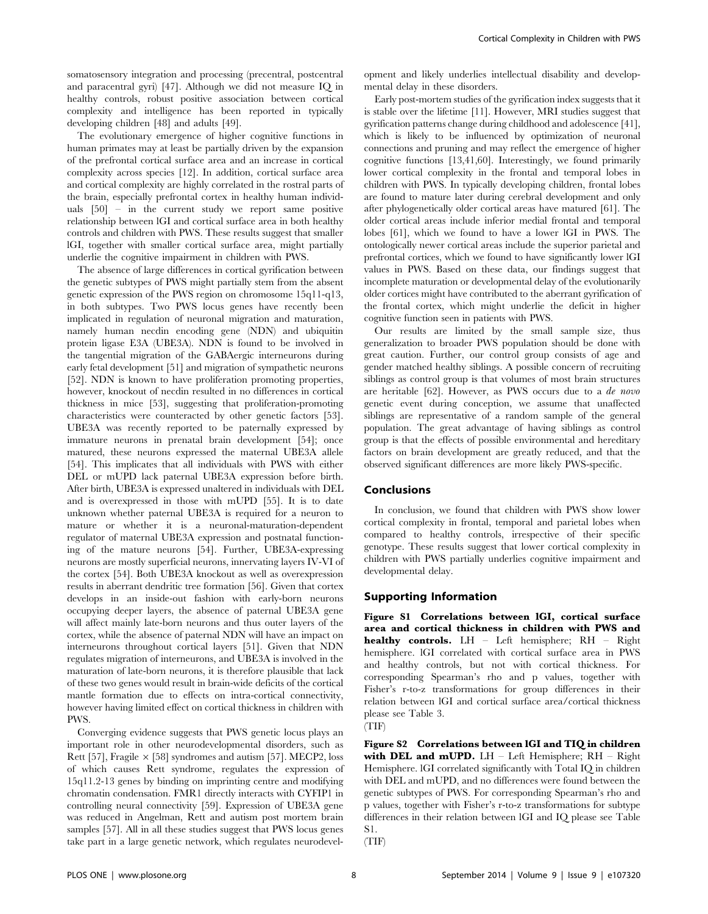somatosensory integration and processing (precentral, postcentral and paracentral gyri) [47]. Although we did not measure IQ in healthy controls, robust positive association between cortical complexity and intelligence has been reported in typically developing children [48] and adults [49].

The evolutionary emergence of higher cognitive functions in human primates may at least be partially driven by the expansion of the prefrontal cortical surface area and an increase in cortical complexity across species [12]. In addition, cortical surface area and cortical complexity are highly correlated in the rostral parts of the brain, especially prefrontal cortex in healthy human individuals [50] – in the current study we report same positive relationship between lGI and cortical surface area in both healthy controls and children with PWS. These results suggest that smaller lGI, together with smaller cortical surface area, might partially underlie the cognitive impairment in children with PWS.

The absence of large differences in cortical gyrification between the genetic subtypes of PWS might partially stem from the absent genetic expression of the PWS region on chromosome 15q11-q13, in both subtypes. Two PWS locus genes have recently been implicated in regulation of neuronal migration and maturation, namely human necdin encoding gene (NDN) and ubiquitin protein ligase E3A (UBE3A). NDN is found to be involved in the tangential migration of the GABAergic interneurons during early fetal development [51] and migration of sympathetic neurons [52]. NDN is known to have proliferation promoting properties, however, knockout of necdin resulted in no differences in cortical thickness in mice [53], suggesting that proliferation-promoting characteristics were counteracted by other genetic factors [53]. UBE3A was recently reported to be paternally expressed by immature neurons in prenatal brain development [54]; once matured, these neurons expressed the maternal UBE3A allele [54]. This implicates that all individuals with PWS with either DEL or mUPD lack paternal UBE3A expression before birth. After birth, UBE3A is expressed unaltered in individuals with DEL and is overexpressed in those with mUPD [55]. It is to date unknown whether paternal UBE3A is required for a neuron to mature or whether it is a neuronal-maturation-dependent regulator of maternal UBE3A expression and postnatal functioning of the mature neurons [54]. Further, UBE3A-expressing neurons are mostly superficial neurons, innervating layers IV-VI of the cortex [54]. Both UBE3A knockout as well as overexpression results in aberrant dendritic tree formation [56]. Given that cortex develops in an inside-out fashion with early-born neurons occupying deeper layers, the absence of paternal UBE3A gene will affect mainly late-born neurons and thus outer layers of the cortex, while the absence of paternal NDN will have an impact on interneurons throughout cortical layers [51]. Given that NDN regulates migration of interneurons, and UBE3A is involved in the maturation of late-born neurons, it is therefore plausible that lack of these two genes would result in brain-wide deficits of the cortical mantle formation due to effects on intra-cortical connectivity, however having limited effect on cortical thickness in children with PWS.

Converging evidence suggests that PWS genetic locus plays an important role in other neurodevelopmental disorders, such as Rett [57], Fragile × [58] syndromes and autism [57]. MECP2, loss of which causes Rett syndrome, regulates the expression of 15q11.2-13 genes by binding on imprinting centre and modifying chromatin condensation. FMR1 directly interacts with CYFIP1 in controlling neural connectivity [59]. Expression of UBE3A gene was reduced in Angelman, Rett and autism post mortem brain samples [57]. All in all these studies suggest that PWS locus genes take part in a large genetic network, which regulates neurodevelopment and likely underlies intellectual disability and developmental delay in these disorders.

Early post-mortem studies of the gyrification index suggests that it is stable over the lifetime [11]. However, MRI studies suggest that gyrification patterns change during childhood and adolescence [41], which is likely to be influenced by optimization of neuronal connections and pruning and may reflect the emergence of higher cognitive functions [13,41,60]. Interestingly, we found primarily lower cortical complexity in the frontal and temporal lobes in children with PWS. In typically developing children, frontal lobes are found to mature later during cerebral development and only after phylogenetically older cortical areas have matured [61]. The older cortical areas include inferior medial frontal and temporal lobes [61], which we found to have a lower lGI in PWS. The ontologically newer cortical areas include the superior parietal and prefrontal cortices, which we found to have significantly lower lGI values in PWS. Based on these data, our findings suggest that incomplete maturation or developmental delay of the evolutionarily older cortices might have contributed to the aberrant gyrification of the frontal cortex, which might underlie the deficit in higher cognitive function seen in patients with PWS.

Our results are limited by the small sample size, thus generalization to broader PWS population should be done with great caution. Further, our control group consists of age and gender matched healthy siblings. A possible concern of recruiting siblings as control group is that volumes of most brain structures are heritable [62]. However, as PWS occurs due to a *de novo* genetic event during conception, we assume that unaffected siblings are representative of a random sample of the general population. The great advantage of having siblings as control group is that the effects of possible environmental and hereditary factors on brain development are greatly reduced, and that the observed significant differences are more likely PWS-specific.

## Conclusions

In conclusion, we found that children with PWS show lower cortical complexity in frontal, temporal and parietal lobes when compared to healthy controls, irrespective of their specific genotype. These results suggest that lower cortical complexity in children with PWS partially underlies cognitive impairment and developmental delay.

## Supporting Information

**Figure S1 Correlations between lGI, cortical surface area and cortical thickness in children with PWS and healthy controls.** LH – Left hemisphere; RH – Right hemisphere. lGI correlated with cortical surface area in PWS and healthy controls, but not with cortical thickness. For corresponding Spearman's rho and p values, together with Fisher's r-to-z transformations for group differences in their relation between lGI and cortical surface area/cortical thickness please see Table 3.
(TIF)

**Figure S2 Correlations between lGI and TIQ in children with DEL and mUPD.** LH – Left Hemisphere; RH – Right Hemisphere. lGI correlated significantly with Total IQ in children with DEL and mUPD, and no differences were found between the genetic subtypes of PWS. For corresponding Spearman's rho and p values, together with Fisher's r-to-z transformations for subtype differences in their relation between lGI and IQ please see Table S1.
(TIF)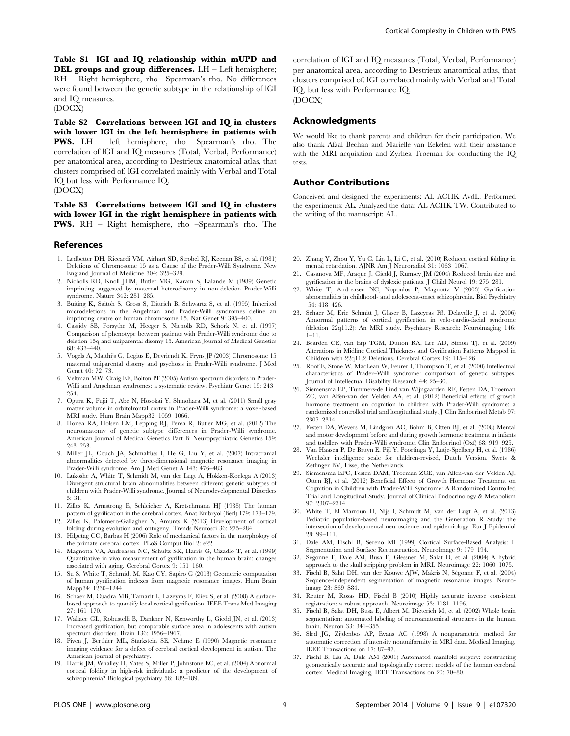**Table S1 lGI and IQ relationship within mUPD and DEL groups and group differences.** LH – Left hemisphere; RH – Right hemisphere, rho –Spearman's rho. No differences were found between the genetic subtype in the relationship of lGI and IQ measures.
(DOCX)

**Table S2 Correlations between lGI and IQ in clusters with lower lGI in the left hemisphere in patients with PWS.** LH – left hemisphere, rho –Spearman's rho. The correlation of lGI and IQ measures (Total, Verbal, Performance) per anatomical area, according to Destrieux anatomical atlas, that clusters comprised of. lGI correlated mainly with Verbal and Total IQ but less with Performance IQ.
(DOCX)

**Table S3 Correlations between lGI and IQ in clusters with lower lGI in the right hemisphere in patients with PWS.** RH – Right hemisphere, rho –Spearman's rho. The correlation of lGI and IQ measures (Total, Verbal, Performance) per anatomical area, according to Destrieux anatomical atlas, that clusters comprised of. lGI correlated mainly with Verbal and Total IQ, but less with Performance IQ.
(DOCX)

## Acknowledgments

We would like to thank parents and children for their participation. We also thank Afzal Bechan and Marielle van Eekelen with their assistance with the MRI acquisition and Zyrhea Troeman for conducting the IQ tests.

## Author Contributions

Conceived and designed the experiments: AL ACHK AvdL. Performed the experiments: AL. Analyzed the data: AL ACHK TW. Contributed to the writing of the manuscript: AL.

## References

1. Ledbetter DH, Riccardi VM, Airhart SD, Strobel RJ, Keenan BS, et al. (1981) Deletions of Chromosome 15 as a Cause of the Prader-Willi Syndrome. New England Journal of Medicine 304: 325–329.
2. Nicholls RD, Knoll JHM, Butler MG, Karam S, Lalande M (1989) Genetic imprinting suggested by maternal heterodisomy in non-deletion Prader-Willi syndrome. Nature 342: 281–285.
3. Buiting K, Saitoh S, Gross S, Dittrich B, Schwartz S, et al. (1995) Inherited microdeletions in the Angelman and Prader-Willi syndromes define an imprinting centre on human chromosome 15. Nat Genet 9: 395–400.
4. Cassidy SB, Forsythe M, Heeger S, Nicholls RD, Schork N, et al. (1997) Comparison of phenotype between patients with Prader-Willi syndrome due to deletion 15q and uniparental disomy 15. American Journal of Medical Genetics 68: 433–440.
5. Vogels A, Matthijs G, Legius E, Devriendt K, Fryns JP (2003) Chromosome 15 maternal uniparental disomy and psychosis in Prader-Willi syndrome. J Med Genet 40: 72–73.
6. Veltman MW, Craig EE, Bolton PF (2005) Autism spectrum disorders in Prader-Willi and Angelman syndromes: a systematic review. Psychiatr Genet 15: 243–254.
7. Ogura K, Fujii T, Abe N, Hosokai Y, Shinohara M, et al. (2011) Small gray matter volume in orbitofrontal cortex in Prader-Willi syndrome: a voxel-based MRI study. Hum Brain Mapp32: 1059–1066.
8. Honea RA, Holsen LM, Lepping RJ, Perea R, Butler MG, et al. (2012) The neuroanatomy of genetic subtype differences in Prader-Willi syndrome. American Journal of Medical Genetics Part B: Neuropsychiatric Genetics 159: 243–253.
9. Miller JL, Couch JA, Schmalfuss I, He G, Liu Y, et al. (2007) Intracranial abnormalities detected by three-dimensional magnetic resonance imaging in Prader-Willi syndrome. Am J Med Genet A 143: 476–483.
10. Lukoshe A, White T, Schmidt M, van der Lugt A, Hokken-Koelega A (2013) Divergent structural brain abnormalities between different genetic subtypes of children with Prader-Willi syndrome. Journal of Neurodevelopmental Disorders 5: 31.
11. Zilles K, Armstrong E, Schleicher A, Kretschmann HJ (1988) The human pattern of gyrification in the cerebral cortex. Anat Embryol (Berl) 179: 173–179.
12. Zilles K, Palomero-Gallagher N, Amunts K (2013) Development of cortical folding during evolution and ontogeny. Trends Neurosci 36: 275–284.
13. Hilgetag CC, Barbas H (2006) Role of mechanical factors in the morphology of the primate cerebral cortex. PLoS Comput Biol 2: e22.
14. Magnotta VA, Andreasen NC, Schultz SK, Harris G, Cizadlo T, et al. (1999) Quantitative in vivo measurement of gyrification in the human brain: changes associated with aging. Cerebral Cortex 9: 151–160.
15. Su S, White T, Schmidt M, Kao CY, Sapiro G (2013) Geometric computation of human gyrification indexes from magnetic resonance images. Hum Brain Mapp34: 1230–1244.
16. Schaer M, Cuadra MB, Tamarit L, Lazeyras F, Eliez S, et al. (2008) A surface-based approach to quantify local cortical gyrification. IEEE Trans Med Imaging 27: 161–170.
17. Wallace GL, Robustelli B, Dankner N, Kenworthy L, Giedd JN, et al. (2013) Increased gyrification, but comparable surface area in adolescents with autism spectrum disorders. Brain 136: 1956–1967.
18. Piven J, Berthier ML, Starkstein SE, Nehme E (1990) Magnetic resonance imaging evidence for a defect of cerebral cortical development in autism. The American journal of psychiatry.
19. Harris JM, Whalley H, Yates S, Miller P, Johnstone EC, et al. (2004) Abnormal cortical folding in high-risk individuals: a predictor of the development of schizophrenia? Biological psychiatry 56: 182–189.
20. Zhang Y, Zhou Y, Yu C, Lin L, Li C, et al. (2010) Reduced cortical folding in mental retardation. AJNR Am J Neuroradiol 31: 1063–1067.
21. Casanova MF, Araque J, Giedd J, Rumsey JM (2004) Reduced brain size and gyrification in the brains of dyslexic patients. J Child Neurol 19: 275–281.
22. White T, Andreasen NC, Nopoulos P, Magnotta V (2003) Gyrification abnormalities in childhood- and adolescent-onset schizophrenia. Biol Psychiatry 54: 418–426.
23. Schaer M, Eric Schmitt J, Glaser B, Lazeyras FB, Delavelle J, et al. (2006) Abnormal patterns of cortical gyrification in velo-cardio-facial syndrome (deletion 22q11.2): An MRI study. Psychiatry Research: Neuroimaging 146: 1–11.
24. Bearden CE, van Erp TGM, Dutton RA, Lee AD, Simon TJ, et al. (2009) Alterations in Midline Cortical Thickness and Gyrification Patterns Mapped in Children with 22q11.2 Deletions. Cerebral Cortex 19: 115–126.
25. Roof E, Stone W, MacLean W, Feurer I, Thompson T, et al. (2000) Intellectual characteristics of Prader–Willi syndrome: comparison of genetic subtypes. Journal of Intellectual Disability Research 44: 25–30.
26. Siemensma EP, Tummers-de Lind van Wijngaarden RF, Festen DA, Troeman ZC, van Alfen-van der Velden AA, et al. (2012) Beneficial effects of growth hormone treatment on cognition in children with Prader-Willi syndrome: a randomized controlled trial and longitudinal study. J Clin Endocrinol Metab 97: 2307–2314.
27. Festen DA, Wevers M, Lindgren AC, Bohm B, Otten BJ, et al. (2008) Mental and motor development before and during growth hormone treatment in infants and toddlers with Prader-Willi syndrome. Clin Endocrinol (Oxf) 68: 919–925.
28. Van Haasen P, De Bruyn E, Pijl Y, Poortinga Y, Lutje-Spelberg H, et al. (1986) Wechsler intelligence scale for children-revised, Dutch Version. Swets & Zetlinger BV, Lisse, the Netherlands.
29. Siemensma EPC, Festen DAM, Troeman ZCE, van Alfen-van der Velden AJ, Otten BJ, et al. (2012) Beneficial Effects of Growth Hormone Treatment on Cognition in Children with Prader-Willi Syndrome: A Randomized Controlled Trial and Longitudinal Study. Journal of Clinical Endocrinology & Metabolism 97: 2307–2314.
30. White T, El Marroun H, Nijs I, Schmidt M, van der Lugt A, et al. (2013) Pediatric population-based neuroimaging and the Generation R Study: the intersection of developmental neuroscience and epidemiology. Eur J Epidemiol 28: 99–111.
31. Dale AM, Fischl B, Sereno MI (1999) Cortical Surface-Based Analysis: I. Segmentation and Surface Reconstruction. NeuroImage 9: 179–194.
32. Segonne F, Dale AM, Busa E, Glessner M, Salat D, et al. (2004) A hybrid approach to the skull stripping problem in MRI. Neuroimage 22: 1060–1075.
33. Fischl B, Salat DH, van der Kouwe AJW, Makris N, Ségonne F, et al. (2004) Sequence-independent segmentation of magnetic resonance images. Neuroimage 23: S69–S84.
34. Reuter M, Rosas HD, Fischl B (2010) Highly accurate inverse consistent registration: a robust approach. Neuroimage 53: 1181–1196.
35. Fischl B, Salat DH, Busa E, Albert M, Dieterich M, et al. (2002) Whole brain segmentation: automated labeling of neuroanatomical structures in the human brain. Neuron 33: 341–355.
36. Sled JG, Zijdenbos AP, Evans AC (1998) A nonparametric method for automatic correction of intensity nonuniformity in MRI data. Medical Imaging, IEEE Transactions on 17: 87–97.
37. Fischl B, Liu A, Dale AM (2001) Automated manifold surgery: constructing geometrically accurate and topologically correct models of the human cerebral cortex. Medical Imaging, IEEE Transactions on 20: 70–80.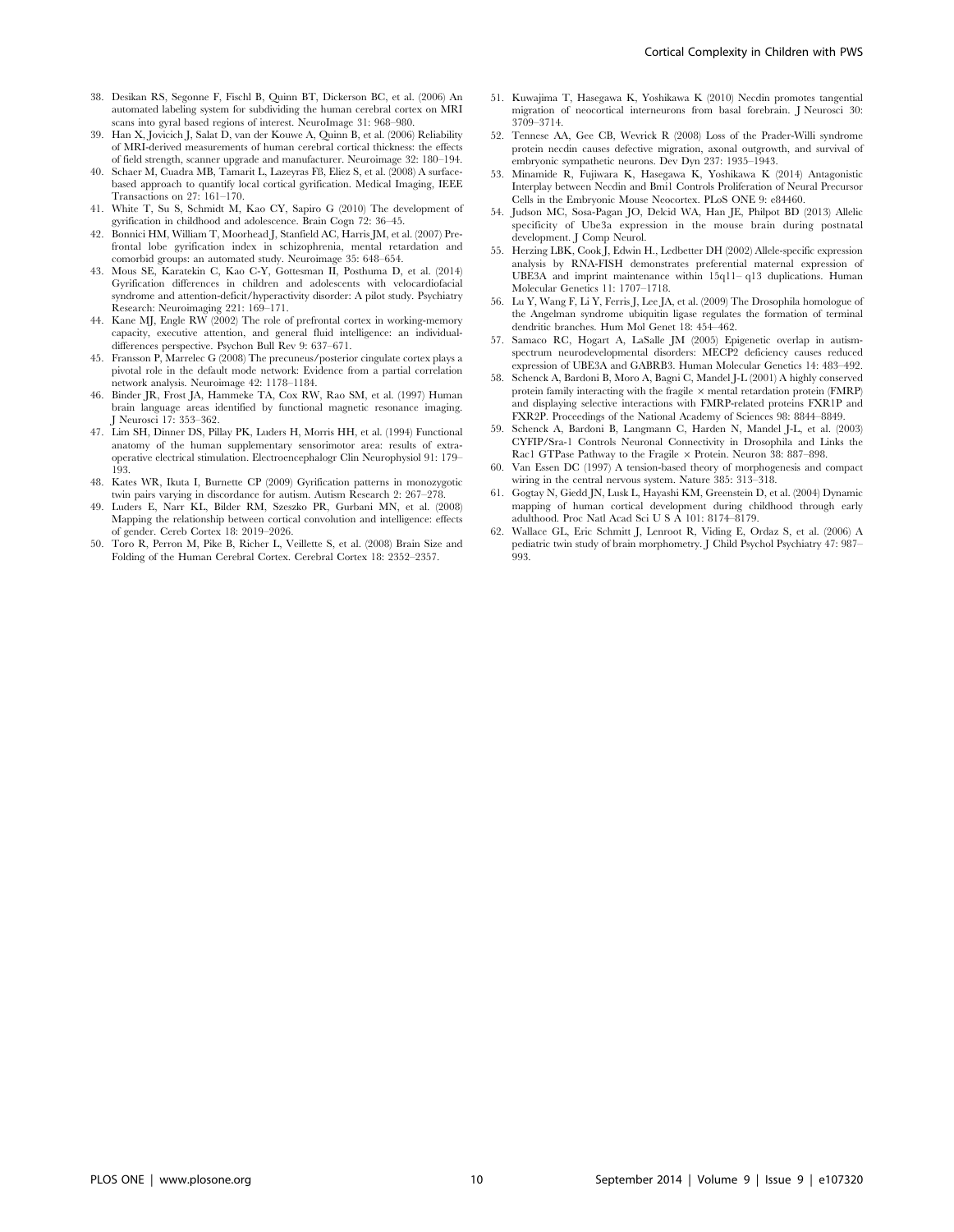38. Desikan RS, Segonne F, Fischl B, Quinn BT, Dickerson BC, et al. (2006) An automated labeling system for subdividing the human cerebral cortex on MRI scans into gyral based regions of interest. NeuroImage 31: 968–980.
39. Han X, Jovicich J, Salat D, van der Kouwe A, Quinn B, et al. (2006) Reliability of MRI-derived measurements of human cerebral cortical thickness: the effects of field strength, scanner upgrade and manufacturer. Neuroimage 32: 180–194.
40. Schaer M, Cuadra MB, Tamarit L, Lazeyras FB, Eliez S, et al. (2008) A surface-based approach to quantify local cortical gyrification. Medical Imaging, IEEE Transactions on 27: 161–170.
41. White T, Su S, Schmidt M, Kao CY, Sapiro G (2010) The development of gyrification in childhood and adolescence. Brain Cogn 72: 36–45.
42. Bonnici HM, William T, Moorhead J, Stanfield AC, Harris JM, et al. (2007) Pre-frontal lobe gyrification index in schizophrenia, mental retardation and comorbid groups: an automated study. Neuroimage 35: 648–654.
43. Mous SE, Karatekin C, Kao C-Y, Gottesman II, Posthuma D, et al. (2014) Gyrification differences in children and adolescents with velocardiofacial syndrome and attention-deficit/hyperactivity disorder: A pilot study. Psychiatry Research: Neuroimaging 221: 169–171.
44. Kane MJ, Engle RW (2002) The role of prefrontal cortex in working-memory capacity, executive attention, and general fluid intelligence: an individual-differences perspective. Psychon Bull Rev 9: 637–671.
45. Fransson P, Marrelec G (2008) The precuneus/posterior cingulate cortex plays a pivotal role in the default mode network: Evidence from a partial correlation network analysis. Neuroimage 42: 1178–1184.
46. Binder JR, Frost JA, Hammeke TA, Cox RW, Rao SM, et al. (1997) Human brain language areas identified by functional magnetic resonance imaging. J Neurosci 17: 353–362.
47. Lim SH, Dinner DS, Pillay PK, Luders H, Morris HH, et al. (1994) Functional anatomy of the human supplementary sensorimotor area: results of extra-operative electrical stimulation. Electroencephalogr Clin Neurophysiol 91: 179–193.
48. Kates WR, Ikuta I, Burnette CP (2009) Gyrification patterns in monozygotic twin pairs varying in discordance for autism. Autism Research 2: 267–278.
49. Luders E, Narr KL, Bilder RM, Szeszko PR, Gurbani MN, et al. (2008) Mapping the relationship between cortical convolution and intelligence: effects of gender. Cereb Cortex 18: 2019–2026.
50. Toro R, Perron M, Pike B, Richer L, Veillette S, et al. (2008) Brain Size and Folding of the Human Cerebral Cortex. Cerebral Cortex 18: 2352–2357.
51. Kuwajima T, Hasegawa K, Yoshikawa K (2010) Necdin promotes tangential migration of neocortical interneurons from basal forebrain. J Neurosci 30: 3709–3714.
52. Tennese AA, Gee CB, Wevrick R (2008) Loss of the Prader-Willi syndrome protein necdin causes defective migration, axonal outgrowth, and survival of embryonic sympathetic neurons. Dev Dyn 237: 1935–1943.
53. Minamide R, Fujiwara K, Hasegawa K, Yoshikawa K (2014) Antagonistic Interplay between Necdin and Bmi1 Controls Proliferation of Neural Precursor Cells in the Embryonic Mouse Neocortex. PLoS ONE 9: e84460.
54. Judson MC, Sosa-Pagan JO, Delcid WA, Han JE, Philpot BD (2013) Allelic specificity of Ube3a expression in the mouse brain during postnatal development. J Comp Neurol.
55. Herzing LBK, Cook J, Edwin H., Ledbetter DH (2002) Allele-specific expression analysis by RNA-FISH demonstrates preferential maternal expression of UBE3A and imprint maintenance within 15q11– q13 duplications. Human Molecular Genetics 11: 1707–1718.
56. Lu Y, Wang F, Li Y, Ferris J, Lee JA, et al. (2009) The Drosophila homologue of the Angelman syndrome ubiquitin ligase regulates the formation of terminal dendritic branches. Hum Mol Genet 18: 454–462.
57. Samaco RC, Hogart A, LaSalle JM (2005) Epigenetic overlap in autism-spectrum neurodevelopmental disorders: MECP2 deficiency causes reduced expression of UBE3A and GABRB3. Human Molecular Genetics 14: 483–492.
58. Schenck A, Bardoni B, Moro A, Bagni C, Mandel J-L (2001) A highly conserved protein family interacting with the fragile × mental retardation protein (FMRP) and displaying selective interactions with FMRP-related proteins FXR1P and FXR2P. Proceedings of the National Academy of Sciences 98: 8844–8849.
59. Schenck A, Bardoni B, Langmann C, Harden N, Mandel J-L, et al. (2003) CYFIP/Sra-1 Controls Neuronal Connectivity in Drosophila and Links the Rac1 GTPase Pathway to the Fragile × Protein. Neuron 38: 887–898.
60. Van Essen DC (1997) A tension-based theory of morphogenesis and compact wiring in the central nervous system. Nature 385: 313–318.
61. Gogtay N, Giedd JN, Lusk L, Hayashi KM, Greenstein D, et al. (2004) Dynamic mapping of human cortical development during childhood through early adulthood. Proc Natl Acad Sci U S A 101: 8174–8179.
62. Wallace GL, Eric Schmitt J, Lenroot R, Viding E, Ordaz S, et al. (2006) A pediatric twin study of brain morphometry. J Child Psychol Psychiatry 47: 987–993.